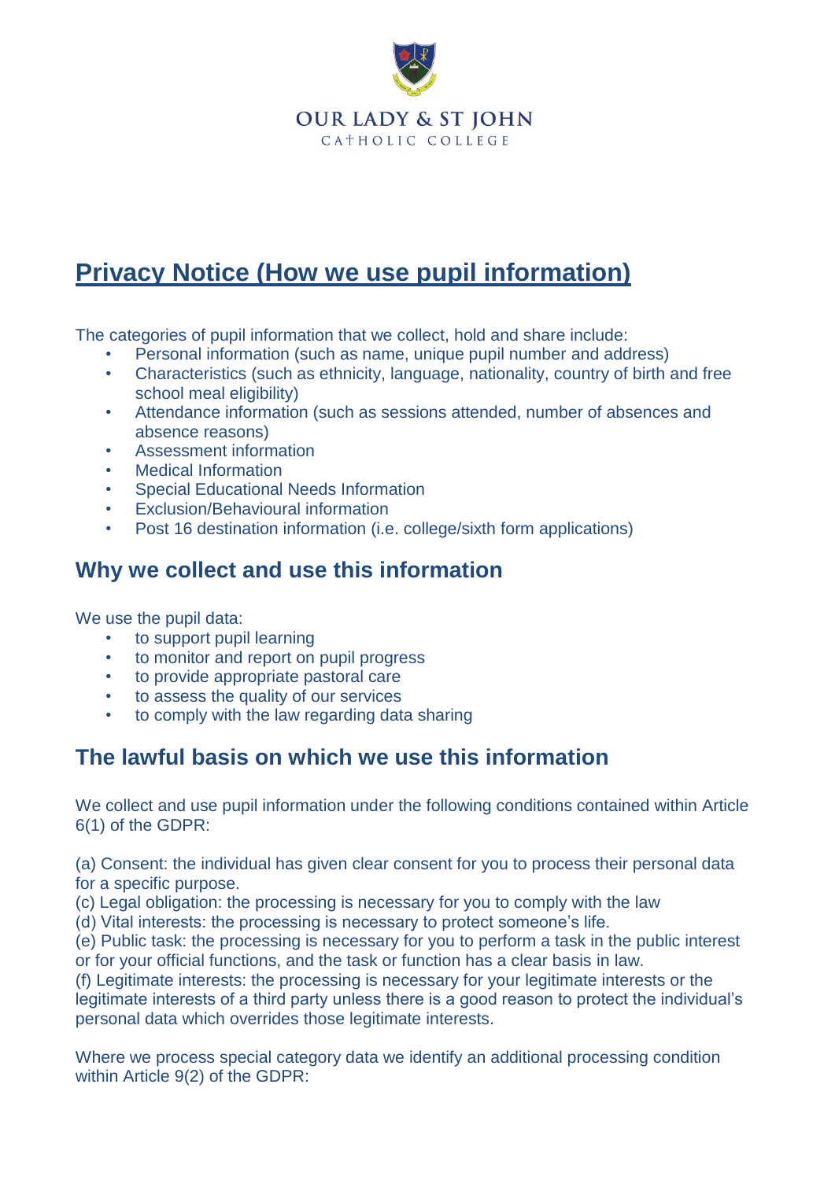OUR LADY & ST JOHN
CATHOLIC COLLEGE

# Privacy Notice (How we use pupil information)

The categories of pupil information that we collect, hold and share include:

- Personal information (such as name, unique pupil number and address)
- Characteristics (such as ethnicity, language, nationality, country of birth and free school meal eligibility)
- Attendance information (such as sessions attended, number of absences and absence reasons)
- Assessment information
- Medical Information
- Special Educational Needs Information
- Exclusion/Behavioural information
- Post 16 destination information (i.e. college/sixth form applications)

## Why we collect and use this information

We use the pupil data:

- to support pupil learning
- to monitor and report on pupil progress
- to provide appropriate pastoral care
- to assess the quality of our services
- to comply with the law regarding data sharing

## The lawful basis on which we use this information

We collect and use pupil information under the following conditions contained within Article 6(1) of the GDPR:

(a) Consent: the individual has given clear consent for you to process their personal data for a specific purpose.
(c) Legal obligation: the processing is necessary for you to comply with the law
(d) Vital interests: the processing is necessary to protect someone's life.
(e) Public task: the processing is necessary for you to perform a task in the public interest or for your official functions, and the task or function has a clear basis in law.
(f) Legitimate interests: the processing is necessary for your legitimate interests or the legitimate interests of a third party unless there is a good reason to protect the individual's personal data which overrides those legitimate interests.

Where we process special category data we identify an additional processing condition within Article 9(2) of the GDPR: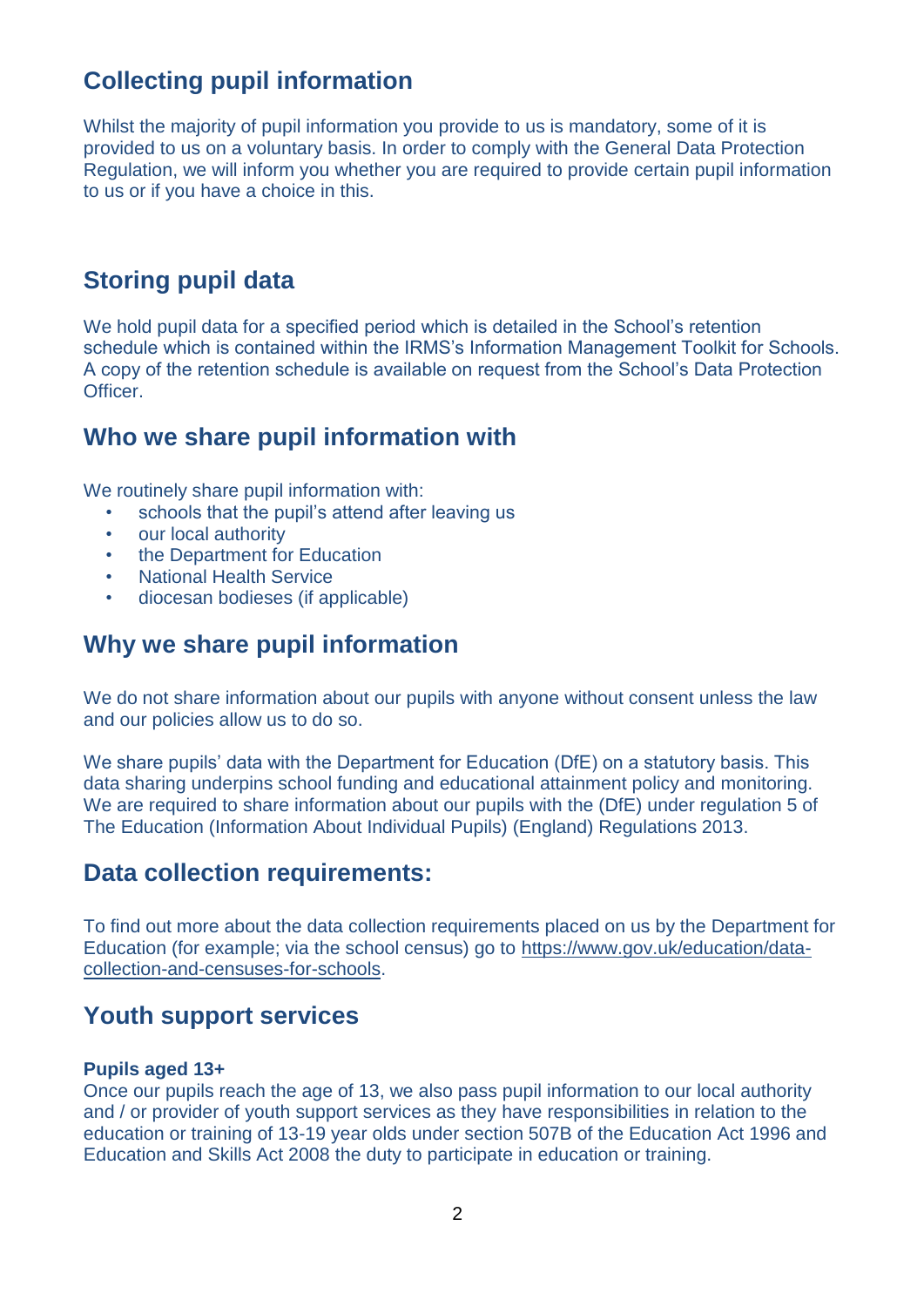## Collecting pupil information

Whilst the majority of pupil information you provide to us is mandatory, some of it is provided to us on a voluntary basis. In order to comply with the General Data Protection Regulation, we will inform you whether you are required to provide certain pupil information to us or if you have a choice in this.

## Storing pupil data

We hold pupil data for a specified period which is detailed in the School's retention schedule which is contained within the IRMS's Information Management Toolkit for Schools. A copy of the retention schedule is available on request from the School's Data Protection Officer.

## Who we share pupil information with

We routinely share pupil information with:

- schools that the pupil's attend after leaving us
- our local authority
- the Department for Education
- National Health Service
- diocesan bodieses (if applicable)

## Why we share pupil information

We do not share information about our pupils with anyone without consent unless the law and our policies allow us to do so.

We share pupils' data with the Department for Education (DfE) on a statutory basis. This data sharing underpins school funding and educational attainment policy and monitoring. We are required to share information about our pupils with the (DfE) under regulation 5 of The Education (Information About Individual Pupils) (England) Regulations 2013.

## Data collection requirements:

To find out more about the data collection requirements placed on us by the Department for Education (for example; via the school census) go to [https://www.gov.uk/education/data-collection-and-censuses-for-schools](https://www.gov.uk/education/data-collection-and-censuses-for-schools).

## Youth support services

**Pupils aged 13+**

Once our pupils reach the age of 13, we also pass pupil information to our local authority and / or provider of youth support services as they have responsibilities in relation to the education or training of 13-19 year olds under section 507B of the Education Act 1996 and Education and Skills Act 2008 the duty to participate in education or training.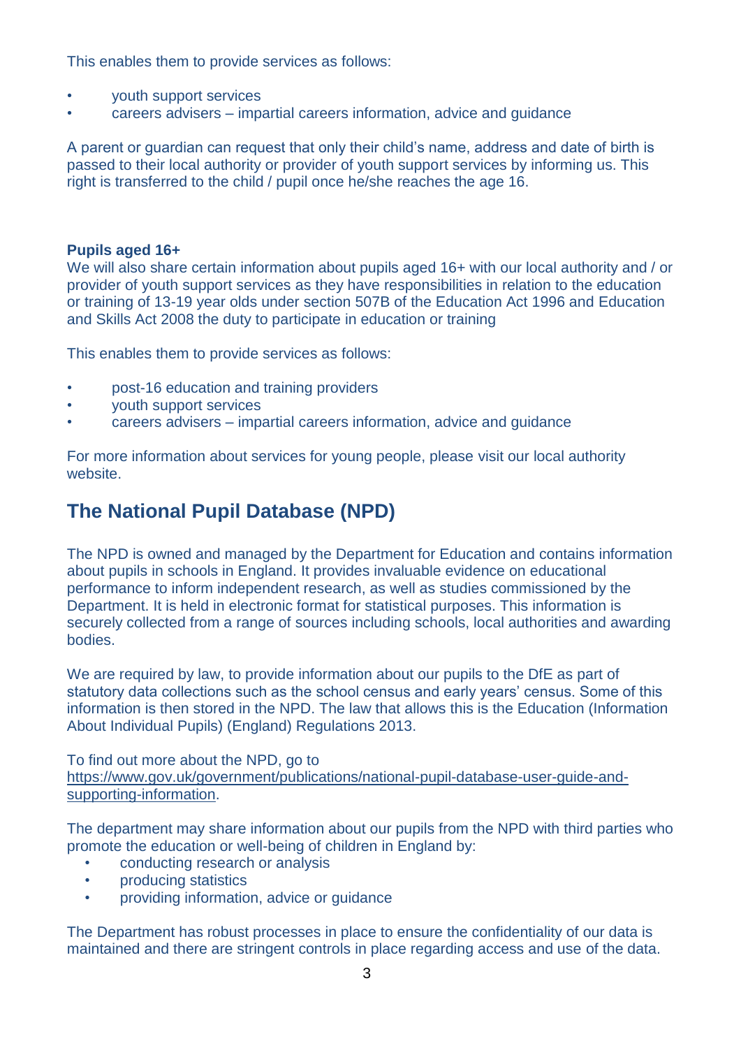This enables them to provide services as follows:

- youth support services
- careers advisers – impartial careers information, advice and guidance

A parent or guardian can request that only their child's name, address and date of birth is passed to their local authority or provider of youth support services by informing us. This right is transferred to the child / pupil once he/she reaches the age 16.

**Pupils aged 16+**

We will also share certain information about pupils aged 16+ with our local authority and / or provider of youth support services as they have responsibilities in relation to the education or training of 13-19 year olds under section 507B of the Education Act 1996 and Education and Skills Act 2008 the duty to participate in education or training

This enables them to provide services as follows:

- post-16 education and training providers
- youth support services
- careers advisers – impartial careers information, advice and guidance

For more information about services for young people, please visit our local authority website.

## The National Pupil Database (NPD)

The NPD is owned and managed by the Department for Education and contains information about pupils in schools in England. It provides invaluable evidence on educational performance to inform independent research, as well as studies commissioned by the Department. It is held in electronic format for statistical purposes. This information is securely collected from a range of sources including schools, local authorities and awarding bodies.

We are required by law, to provide information about our pupils to the DfE as part of statutory data collections such as the school census and early years' census. Some of this information is then stored in the NPD. The law that allows this is the Education (Information About Individual Pupils) (England) Regulations 2013.

To find out more about the NPD, go to [https://www.gov.uk/government/publications/national-pupil-database-user-guide-and-supporting-information](https://www.gov.uk/government/publications/national-pupil-database-user-guide-and-supporting-information).

The department may share information about our pupils from the NPD with third parties who promote the education or well-being of children in England by:

- conducting research or analysis
- producing statistics
- providing information, advice or guidance

The Department has robust processes in place to ensure the confidentiality of our data is maintained and there are stringent controls in place regarding access and use of the data.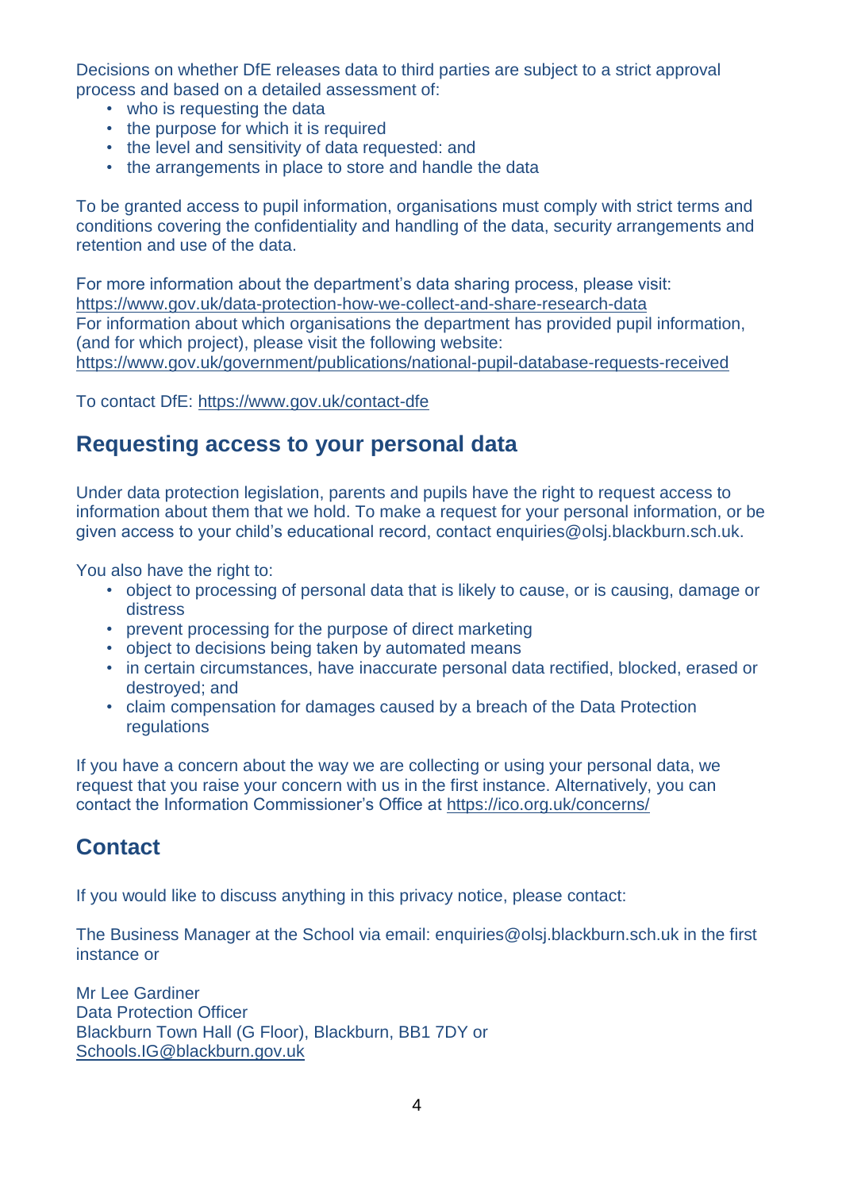Decisions on whether DfE releases data to third parties are subject to a strict approval process and based on a detailed assessment of:

- who is requesting the data
- the purpose for which it is required
- the level and sensitivity of data requested: and
- the arrangements in place to store and handle the data

To be granted access to pupil information, organisations must comply with strict terms and conditions covering the confidentiality and handling of the data, security arrangements and retention and use of the data.

For more information about the department's data sharing process, please visit: https://www.gov.uk/data-protection-how-we-collect-and-share-research-data
For information about which organisations the department has provided pupil information, (and for which project), please visit the following website: https://www.gov.uk/government/publications/national-pupil-database-requests-received

To contact DfE: https://www.gov.uk/contact-dfe

## Requesting access to your personal data

Under data protection legislation, parents and pupils have the right to request access to information about them that we hold. To make a request for your personal information, or be given access to your child's educational record, contact enquiries@olsj.blackburn.sch.uk.

You also have the right to:

- object to processing of personal data that is likely to cause, or is causing, damage or distress
- prevent processing for the purpose of direct marketing
- object to decisions being taken by automated means
- in certain circumstances, have inaccurate personal data rectified, blocked, erased or destroyed; and
- claim compensation for damages caused by a breach of the Data Protection regulations

If you have a concern about the way we are collecting or using your personal data, we request that you raise your concern with us in the first instance. Alternatively, you can contact the Information Commissioner's Office at https://ico.org.uk/concerns/

## Contact

If you would like to discuss anything in this privacy notice, please contact:

The Business Manager at the School via email: enquiries@olsj.blackburn.sch.uk in the first instance or

Mr Lee Gardiner
Data Protection Officer
Blackburn Town Hall (G Floor), Blackburn, BB1 7DY or
Schools.IG@blackburn.gov.uk